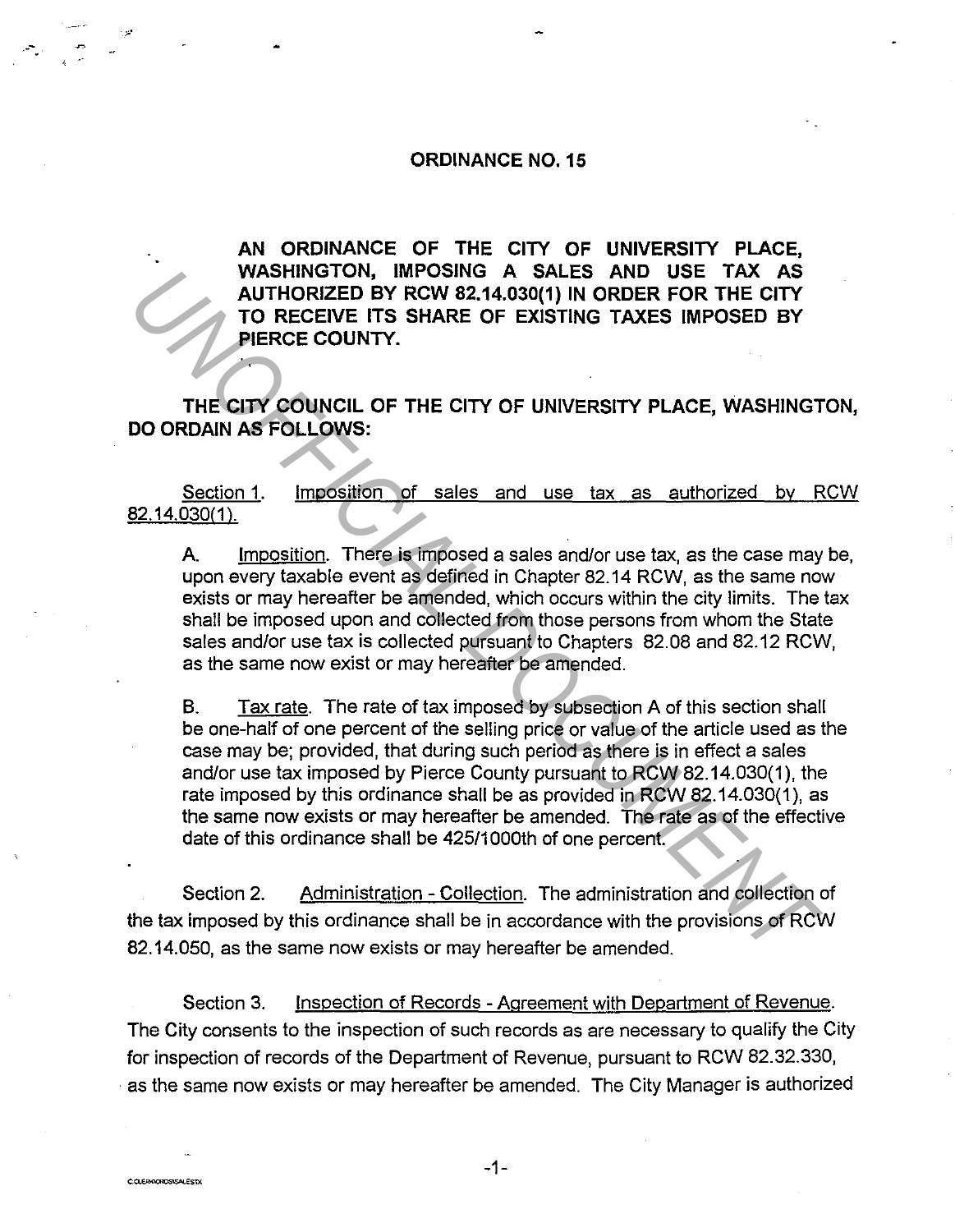# ORDINANCE NO. 15

**AN ORDINANCE OF THE CITY OF UNIVERSITY PLACE, WASHINGTON, IMPOSING A SALES AND USE TAX AS AUTHORIZED BY RCW 82.14.030(1) IN ORDER FOR THE CITY TO RECEIVE ITS SHARE OF EXISTING TAXES IMPOSED BY PIERCE COUNTY.**

**THE CITY COUNCIL OF THE CITY OF UNIVERSITY PLACE, WASHINGTON, DO ORDAIN AS FOLLOWS:**

Section 1. Imposition of sales and use tax as authorized by RCW 82.14.030(1).

A. Imposition. There is imposed a sales and/or use tax, as the case may be, upon every taxable event as defined in Chapter 82.14 RCW, as the same now exists or may hereafter be amended, which occurs within the city limits. The tax shall be imposed upon and collected from those persons from whom the State sales and/or use tax is collected pursuant to Chapters 82.08 and 82.12 RCW, as the same now exist or may hereafter be amended.

B. Tax rate. The rate of tax imposed by subsection A of this section shall be one-half of one percent of the selling price or value of the article used as the case may be; provided, that during such period as there is in effect a sales and/or use tax imposed by Pierce County pursuant to RCW 82.14.030(1), the rate imposed by this ordinance shall be as provided in RCW 82.14.030(1), as the same now exists or may hereafter be amended. The rate as of the effective date of this ordinance shall be 425/1000th of one percent.

Section 2. Administration - Collection. The administration and collection of the tax imposed by this ordinance shall be in accordance with the provisions of RCW 82.14.050, as the same now exists or may hereafter be amended.

Section 3. Inspection of Records - Agreement with Department of Revenue. The City consents to the inspection of such records as are necessary to qualify the City for inspection of records of the Department of Revenue, pursuant to RCW 82.32.330, as the same now exists or may hereafter be amended. The City Manager is authorized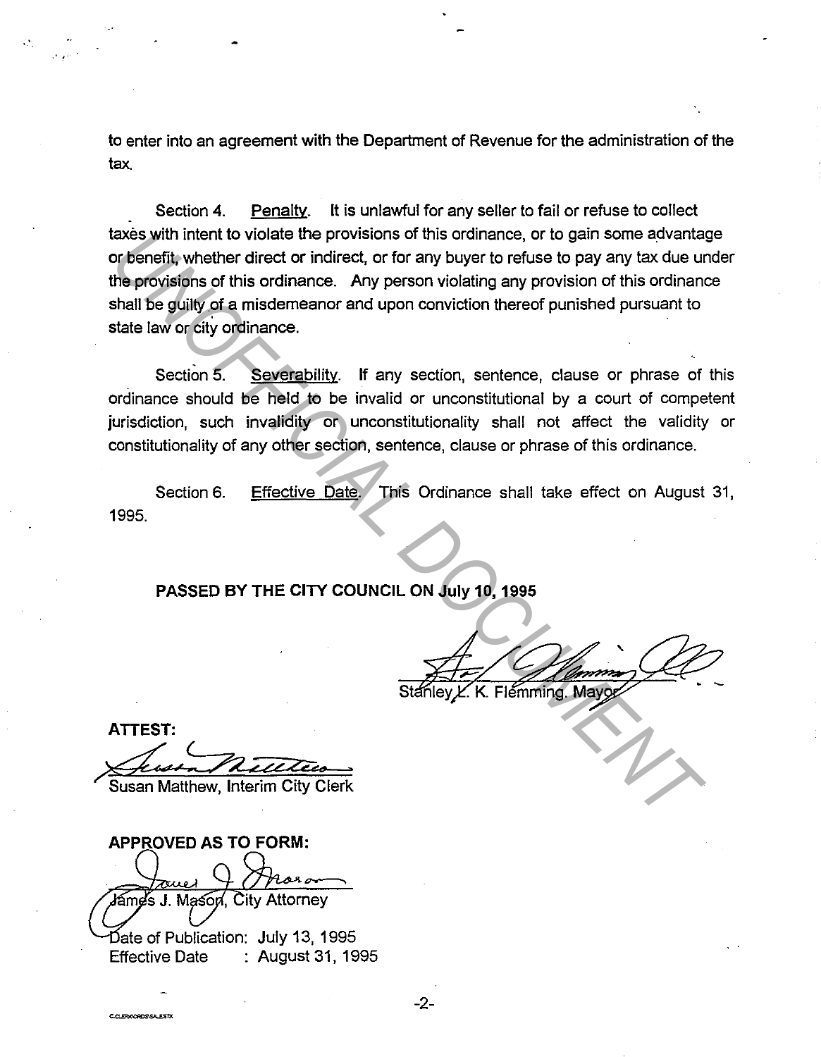to enter into an agreement with the Department of Revenue for the administration of the tax.

Section 4. Penalty. It is unlawful for any seller to fail or refuse to collect taxes with intent to violate the provisions of this ordinance, or to gain some advantage or benefit, whether direct or indirect, or for any buyer to refuse to pay any tax due under the provisions of this ordinance. Any person violating any provision of this ordinance shall be guilty of a misdemeanor and upon conviction thereof punished pursuant to state law or city ordinance.

Section 5. Severability. If any section, sentence, clause or phrase of this ordinance should be held to be invalid or unconstitutional by a court of competent jurisdiction, such invalidity or unconstitutionality shall not affect the validity or constitutionality of any other section, sentence, clause or phrase of this ordinance.

Section 6. Effective Date. This Ordinance shall take effect on August 31, 1995.

**PASSED BY THE CITY COUNCIL ON July 10, 1995**

Stanley L. K. Flemming, Mayor

**ATTEST:**

Susan Matthew, Interim City Clerk

**APPROVED AS TO FORM:**

James J. Mason, City Attorney

Date of Publication: July 13, 1995
Effective Date : August 31, 1995

C:CLERK\ORDS\SALESTX